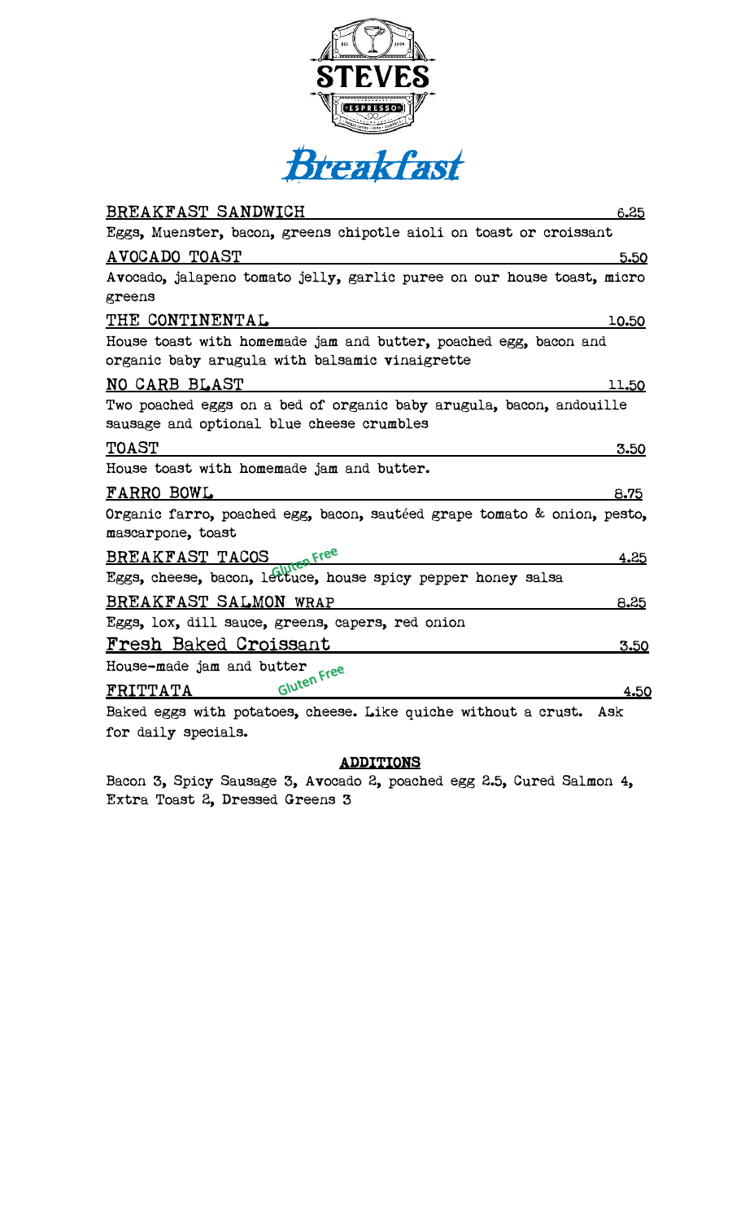# STEVES

ESPRESSO

## Breakfast

**BREAKFAST SANDWICH** 6.25

Eggs, Muenster, bacon, greens chipotle aioli on toast or croissant

**AVOCADO TOAST** 5.50

Avocado, jalapeno tomato jelly, garlic puree on our house toast, micro greens

**THE CONTINENTAL** 10.50

House toast with homemade jam and butter, poached egg, bacon and organic baby arugula with balsamic vinaigrette

**NO CARB BLAST** 11.50

Two poached eggs on a bed of organic baby arugula, bacon, andouille sausage and optional blue cheese crumbles

**TOAST** 3.50

House toast with homemade jam and butter.

**FARRO BOWL** 8.75

Organic farro, poached egg, bacon, sautéed grape tomato & onion, pesto, mascarpone, toast

**BREAKFAST TACOS** *Gluten Free* 4.25

Eggs, cheese, bacon, lettuce, house spicy pepper honey salsa

**BREAKFAST SALMON WRAP** 8.25

Eggs, lox, dill sauce, greens, capers, red onion

**Fresh Baked Croissant** 3.50

House-made jam and butter

**FRITTATA** *Gluten Free* 4.50

Baked eggs with potatoes, cheese. Like quiche without a crust. Ask for daily specials.

### ADDITIONS

Bacon 3, Spicy Sausage 3, Avocado 2, poached egg 2.5, Cured Salmon 4, Extra Toast 2, Dressed Greens 3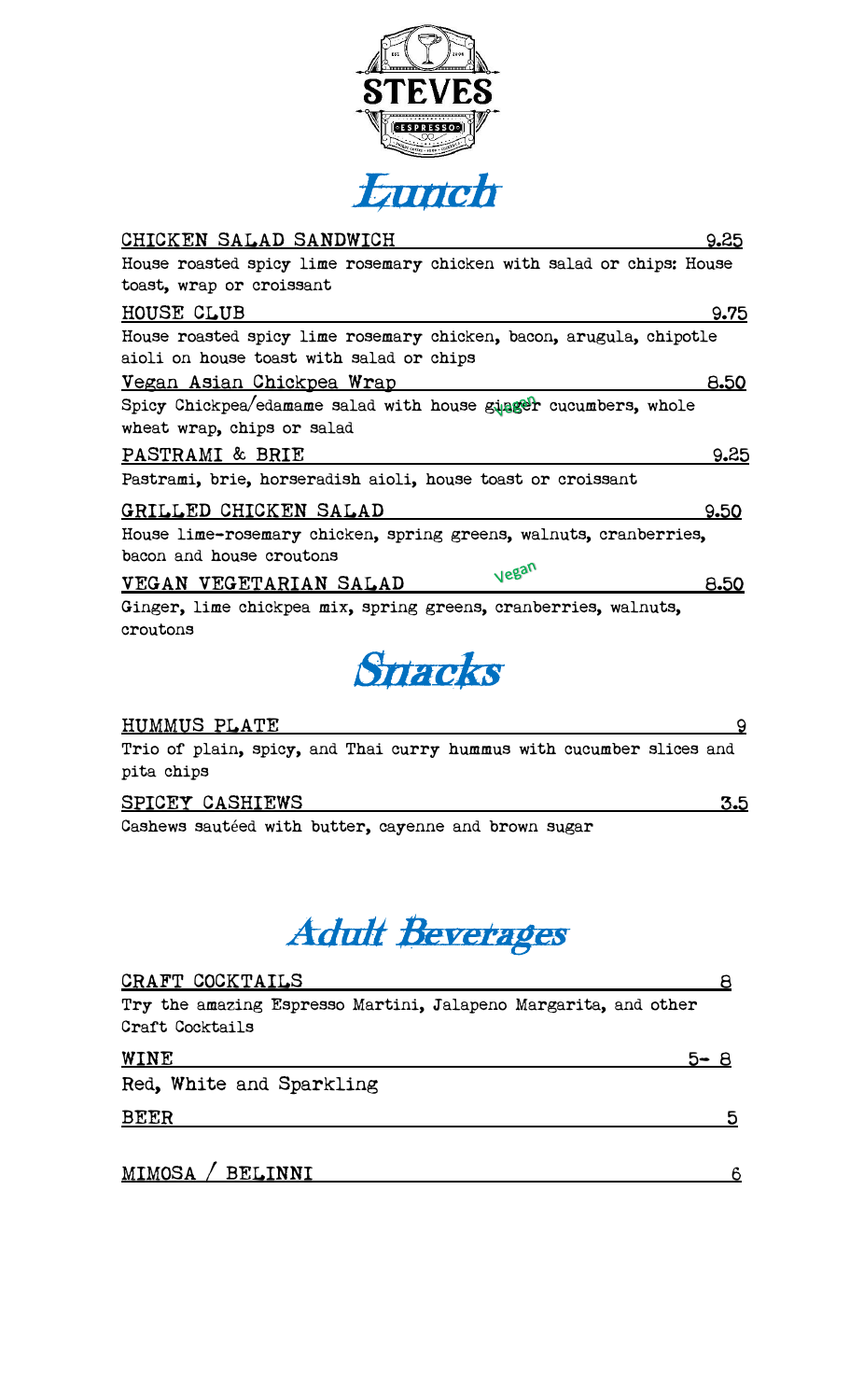# STEVES

ESPRESSO

## Lunch

**CHICKEN SALAD SANDWICH** — 9.25

House roasted spicy lime rosemary chicken with salad or chips: House toast, wrap or croissant

**HOUSE CLUB** — 9.75

House roasted spicy lime rosemary chicken, bacon, arugula, chipotle aioli on house toast with salad or chips

**Vegan Asian Chickpea Wrap** — 8.50

Spicy Chickpea/edamame salad with house ginger cucumbers, whole wheat wrap, chips or salad

Vegan

**PASTRAMI & BRIE** — 9.25

Pastrami, brie, horseradish aioli, house toast or croissant

**GRILLED CHICKEN SALAD** — 9.50

House lime-rosemary chicken, spring greens, walnuts, cranberries, bacon and house croutons

**VEGAN VEGETARIAN SALAD** — 8.50

Vegan

Ginger, lime chickpea mix, spring greens, cranberries, walnuts, croutons

## Snacks

**HUMMUS PLATE** — 9

Trio of plain, spicy, and Thai curry hummus with cucumber slices and pita chips

**SPICEY CASHIEWS** — 3.5

Cashews sautéed with butter, cayenne and brown sugar

## Adult Beverages

**CRAFT COCKTAILS** — 8

Try the amazing Espresso Martini, Jalapeno Margarita, and other Craft Cocktails

**WINE** — 5- 8

Red, White and Sparkling

**BEER** — 5

**MIMOSA / BELINNI** — 6